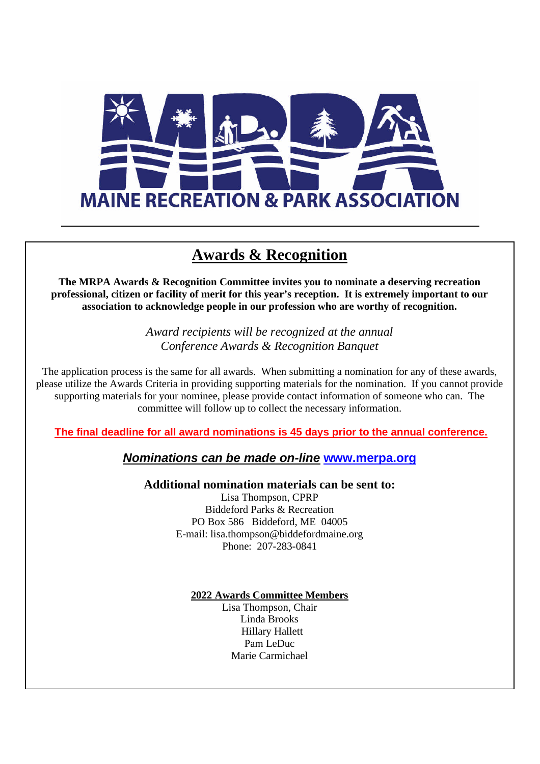MAINE RECREATION & PARK ASSOCIATION

# Awards & Recognition

**The MRPA Awards & Recognition Committee invites you to nominate a deserving recreation professional, citizen or facility of merit for this year's reception. It is extremely important to our association to acknowledge people in our profession who are worthy of recognition.**

*Award recipients will be recognized at the annual Conference Awards & Recognition Banquet*

The application process is the same for all awards. When submitting a nomination for any of these awards, please utilize the Awards Criteria in providing supporting materials for the nomination. If you cannot provide supporting materials for your nominee, please provide contact information of someone who can. The committee will follow up to collect the necessary information.

**The final deadline for all award nominations is 45 days prior to the annual conference.**

***Nominations can be made on-line*** **www.merpa.org**

**Additional nomination materials can be sent to:**

Lisa Thompson, CPRP
Biddeford Parks & Recreation
PO Box 586 Biddeford, ME 04005
E-mail: lisa.thompson@biddefordmaine.org
Phone: 207-283-0841

**2022 Awards Committee Members**

Lisa Thompson, Chair
Linda Brooks
Hillary Hallett
Pam LeDuc
Marie Carmichael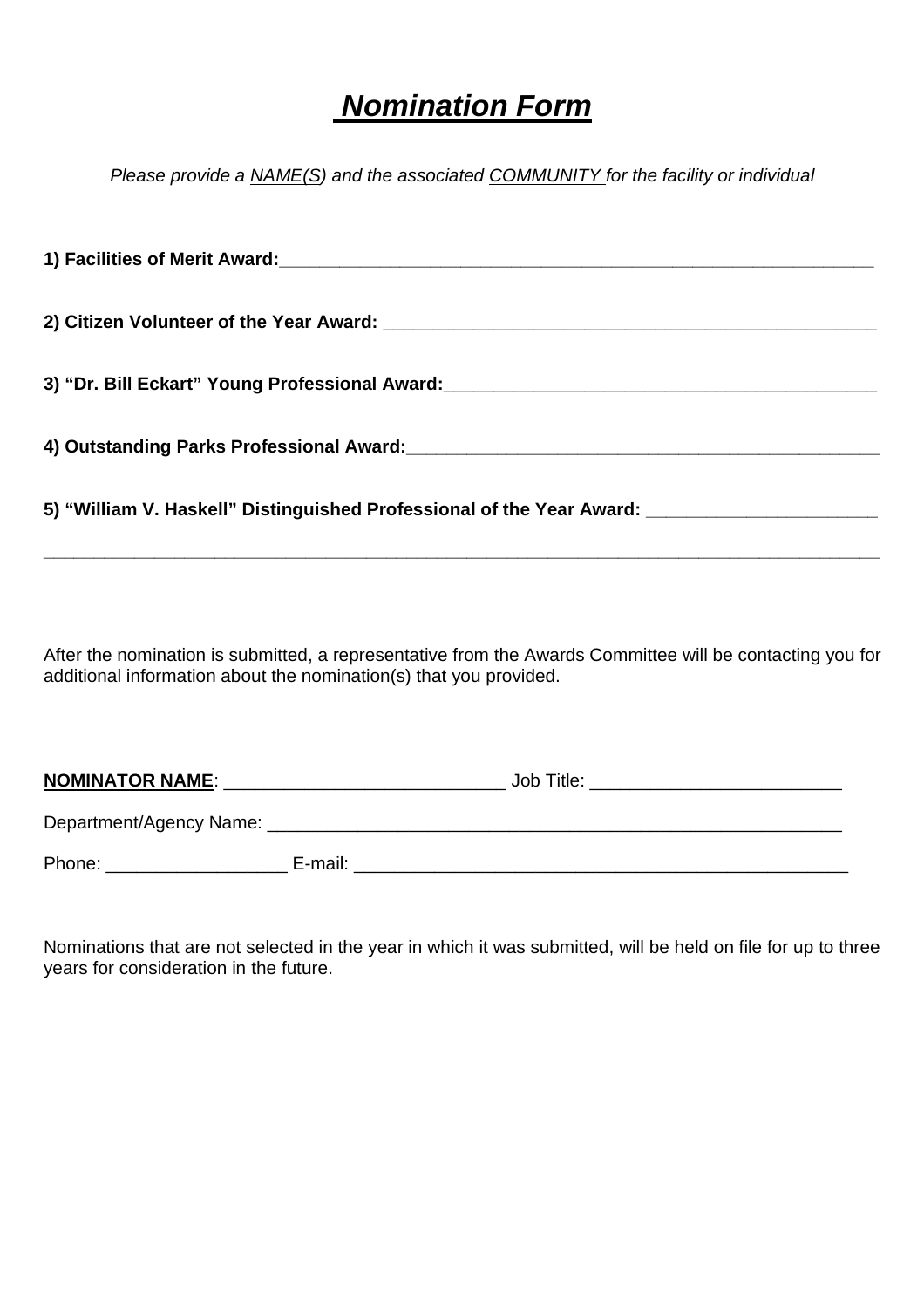# *Nomination Form*

*Please provide a NAME(S) and the associated COMMUNITY for the facility or individual*

**1) Facilities of Merit Award:**_______________________________________________________________

**2) Citizen Volunteer of the Year Award:** ____________________________________________________

**3) "Dr. Bill Eckart" Young Professional Award:**_____________________________________________

**4) Outstanding Parks Professional Award:**___________________________________________________

**5) "William V. Haskell" Distinguished Professional of the Year Award:** ______________________

_____________________________________________________________________________________

After the nomination is submitted, a representative from the Awards Committee will be contacting you for additional information about the nomination(s) that you provided.

**NOMINATOR NAME**: ____________________________ Job Title: ________________________

Department/Agency Name: ___________________________________________________________

Phone: __________________ E-mail: ___________________________________________________

Nominations that are not selected in the year in which it was submitted, will be held on file for up to three years for consideration in the future.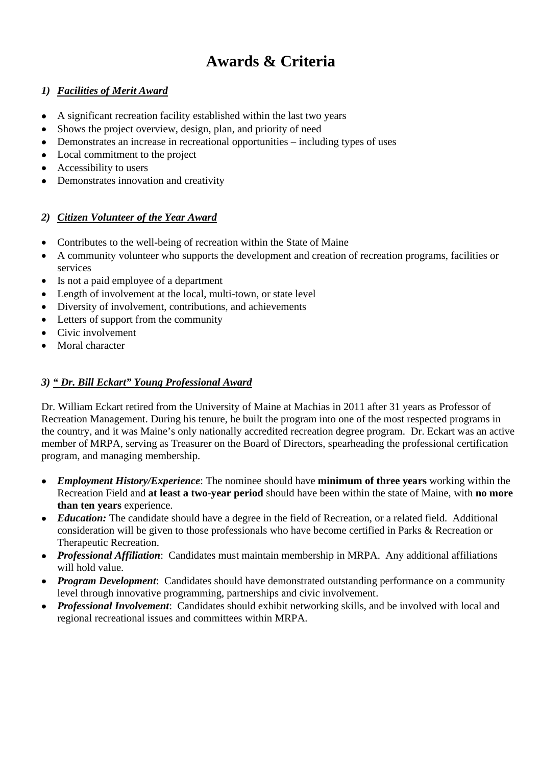# Awards & Criteria

### 1) ***Facilities of Merit Award***

- A significant recreation facility established within the last two years
- Shows the project overview, design, plan, and priority of need
- Demonstrates an increase in recreational opportunities – including types of uses
- Local commitment to the project
- Accessibility to users
- Demonstrates innovation and creativity

### 2) ***Citizen Volunteer of the Year Award***

- Contributes to the well-being of recreation within the State of Maine
- A community volunteer who supports the development and creation of recreation programs, facilities or services
- Is not a paid employee of a department
- Length of involvement at the local, multi-town, or state level
- Diversity of involvement, contributions, and achievements
- Letters of support from the community
- Civic involvement
- Moral character

### 3) ***" Dr. Bill Eckart" Young Professional Award***

Dr. William Eckart retired from the University of Maine at Machias in 2011 after 31 years as Professor of Recreation Management. During his tenure, he built the program into one of the most respected programs in the country, and it was Maine's only nationally accredited recreation degree program. Dr. Eckart was an active member of MRPA, serving as Treasurer on the Board of Directors, spearheading the professional certification program, and managing membership.

- ***Employment History/Experience***: The nominee should have **minimum of three years** working within the Recreation Field and **at least a two-year period** should have been within the state of Maine, with **no more than ten years** experience.
- ***Education:*** The candidate should have a degree in the field of Recreation, or a related field. Additional consideration will be given to those professionals who have become certified in Parks & Recreation or Therapeutic Recreation.
- ***Professional Affiliation***: Candidates must maintain membership in MRPA. Any additional affiliations will hold value.
- ***Program Development***: Candidates should have demonstrated outstanding performance on a community level through innovative programming, partnerships and civic involvement.
- ***Professional Involvement***: Candidates should exhibit networking skills, and be involved with local and regional recreational issues and committees within MRPA.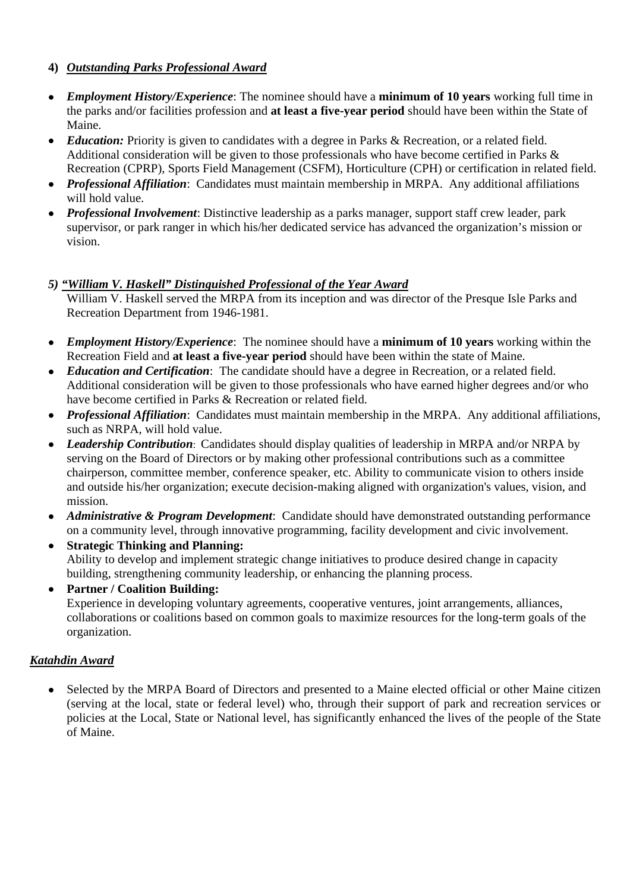## 4) ***Outstanding Parks Professional Award***

- ***Employment History/Experience***: The nominee should have a **minimum of 10 years** working full time in the parks and/or facilities profession and **at least a five-year period** should have been within the State of Maine.
- ***Education:*** Priority is given to candidates with a degree in Parks & Recreation, or a related field. Additional consideration will be given to those professionals who have become certified in Parks & Recreation (CPRP), Sports Field Management (CSFM), Horticulture (CPH) or certification in related field.
- ***Professional Affiliation***: Candidates must maintain membership in MRPA. Any additional affiliations will hold value.
- ***Professional Involvement***: Distinctive leadership as a parks manager, support staff crew leader, park supervisor, or park ranger in which his/her dedicated service has advanced the organization's mission or vision.

## *5) "William V. Haskell" Distinguished Professional of the Year Award*

William V. Haskell served the MRPA from its inception and was director of the Presque Isle Parks and Recreation Department from 1946-1981.

- ***Employment History/Experience***: The nominee should have a **minimum of 10 years** working within the Recreation Field and **at least a five-year period** should have been within the state of Maine.
- ***Education and Certification***: The candidate should have a degree in Recreation, or a related field. Additional consideration will be given to those professionals who have earned higher degrees and/or who have become certified in Parks & Recreation or related field.
- ***Professional Affiliation***: Candidates must maintain membership in the MRPA. Any additional affiliations, such as NRPA, will hold value.
- ***Leadership Contribution***: Candidates should display qualities of leadership in MRPA and/or NRPA by serving on the Board of Directors or by making other professional contributions such as a committee chairperson, committee member, conference speaker, etc. Ability to communicate vision to others inside and outside his/her organization; execute decision-making aligned with organization's values, vision, and mission.
- ***Administrative & Program Development***: Candidate should have demonstrated outstanding performance on a community level, through innovative programming, facility development and civic involvement.
- **Strategic Thinking and Planning:**
  Ability to develop and implement strategic change initiatives to produce desired change in capacity building, strengthening community leadership, or enhancing the planning process.
- **Partner / Coalition Building:**
  Experience in developing voluntary agreements, cooperative ventures, joint arrangements, alliances, collaborations or coalitions based on common goals to maximize resources for the long-term goals of the organization.

## ***Katahdin Award***

- Selected by the MRPA Board of Directors and presented to a Maine elected official or other Maine citizen (serving at the local, state or federal level) who, through their support of park and recreation services or policies at the Local, State or National level, has significantly enhanced the lives of the people of the State of Maine.